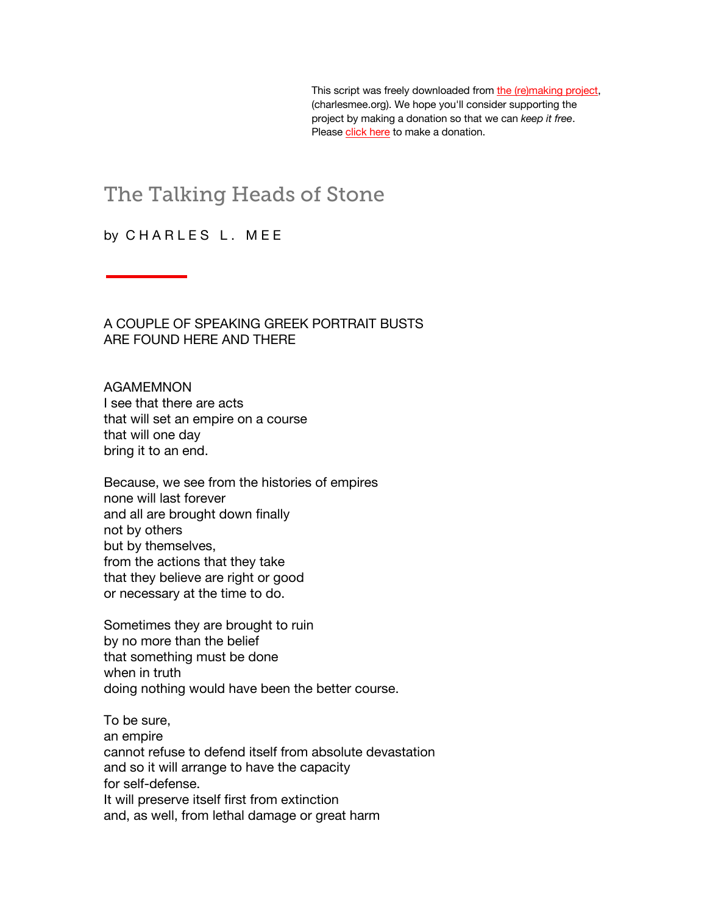This script was freely downloaded from [the (re)making project](charlesmee.org), (charlesmee.org). We hope you'll consider supporting the project by making a donation so that we can *keep it free*. Please [click here]() to make a donation.

# The Talking Heads of Stone

by CHARLES L. MEE

A COUPLE OF SPEAKING GREEK PORTRAIT BUSTS
ARE FOUND HERE AND THERE

AGAMEMNON
I see that there are acts
that will set an empire on a course
that will one day
bring it to an end.

Because, we see from the histories of empires
none will last forever
and all are brought down finally
not by others
but by themselves,
from the actions that they take
that they believe are right or good
or necessary at the time to do.

Sometimes they are brought to ruin
by no more than the belief
that something must be done
when in truth
doing nothing would have been the better course.

To be sure,
an empire
cannot refuse to defend itself from absolute devastation
and so it will arrange to have the capacity
for self-defense.
It will preserve itself first from extinction
and, as well, from lethal damage or great harm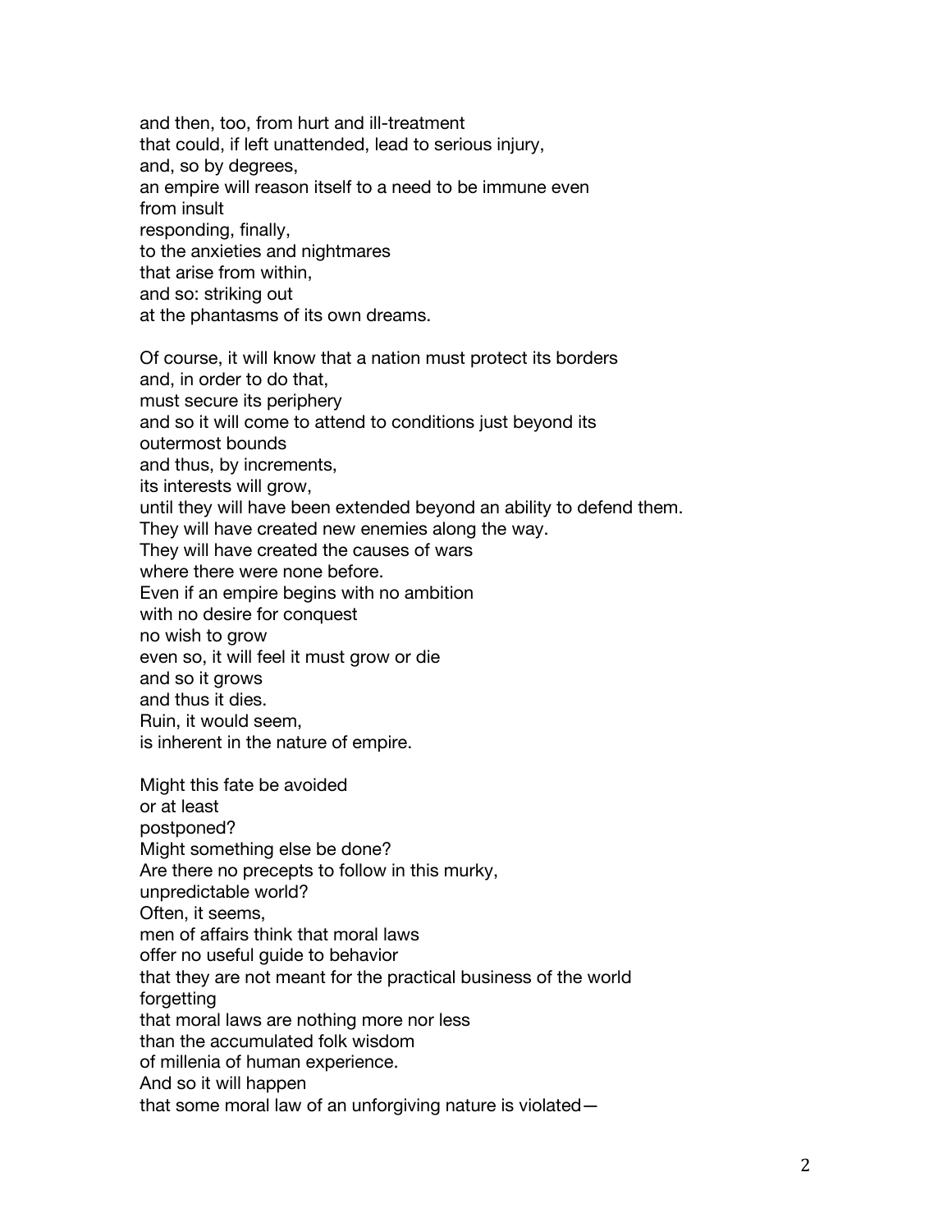and then, too, from hurt and ill-treatment  
that could, if left unattended, lead to serious injury,  
and, so by degrees,  
an empire will reason itself to a need to be immune even  
from insult  
responding, finally,  
to the anxieties and nightmares  
that arise from within,  
and so: striking out  
at the phantasms of its own dreams.

Of course, it will know that a nation must protect its borders  
and, in order to do that,  
must secure its periphery  
and so it will come to attend to conditions just beyond its  
outermost bounds  
and thus, by increments,  
its interests will grow,  
until they will have been extended beyond an ability to defend them.  
They will have created new enemies along the way.  
They will have created the causes of wars  
where there were none before.  
Even if an empire begins with no ambition  
with no desire for conquest  
no wish to grow  
even so, it will feel it must grow or die  
and so it grows  
and thus it dies.  
Ruin, it would seem,  
is inherent in the nature of empire.

Might this fate be avoided  
or at least  
postponed?  
Might something else be done?  
Are there no precepts to follow in this murky,  
unpredictable world?  
Often, it seems,  
men of affairs think that moral laws  
offer no useful guide to behavior  
that they are not meant for the practical business of the world  
forgetting  
that moral laws are nothing more nor less  
than the accumulated folk wisdom  
of millenia of human experience.  
And so it will happen  
that some moral law of an unforgiving nature is violated—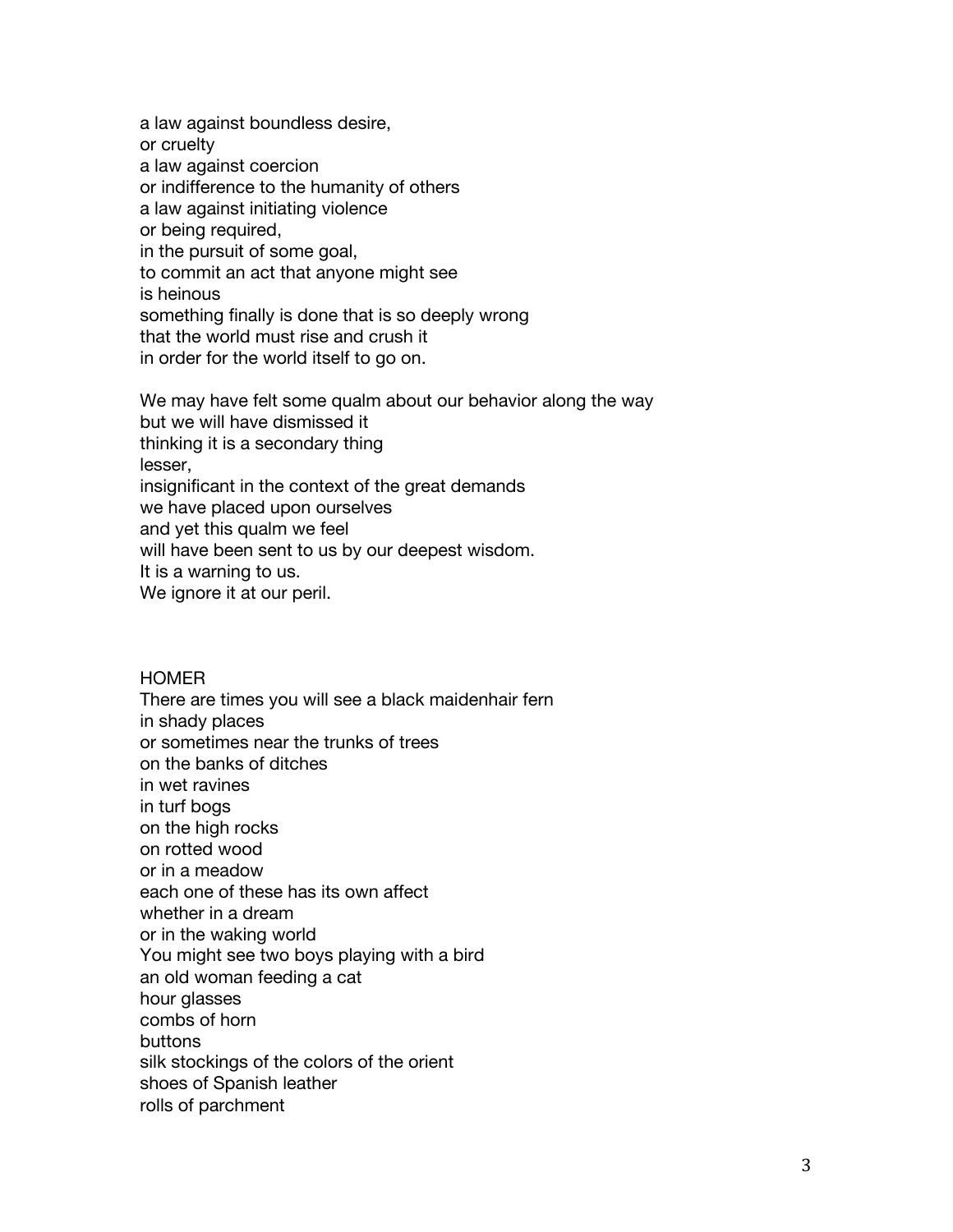a law against boundless desire,  
or cruelty  
a law against coercion  
or indifference to the humanity of others  
a law against initiating violence  
or being required,  
in the pursuit of some goal,  
to commit an act that anyone might see  
is heinous  
something finally is done that is so deeply wrong  
that the world must rise and crush it  
in order for the world itself to go on.

We may have felt some qualm about our behavior along the way  
but we will have dismissed it  
thinking it is a secondary thing  
lesser,  
insignificant in the context of the great demands  
we have placed upon ourselves  
and yet this qualm we feel  
will have been sent to us by our deepest wisdom.  
It is a warning to us.  
We ignore it at our peril.

HOMER  
There are times you will see a black maidenhair fern  
in shady places  
or sometimes near the trunks of trees  
on the banks of ditches  
in wet ravines  
in turf bogs  
on the high rocks  
on rotted wood  
or in a meadow  
each one of these has its own affect  
whether in a dream  
or in the waking world  
You might see two boys playing with a bird  
an old woman feeding a cat  
hour glasses  
combs of horn  
buttons  
silk stockings of the colors of the orient  
shoes of Spanish leather  
rolls of parchment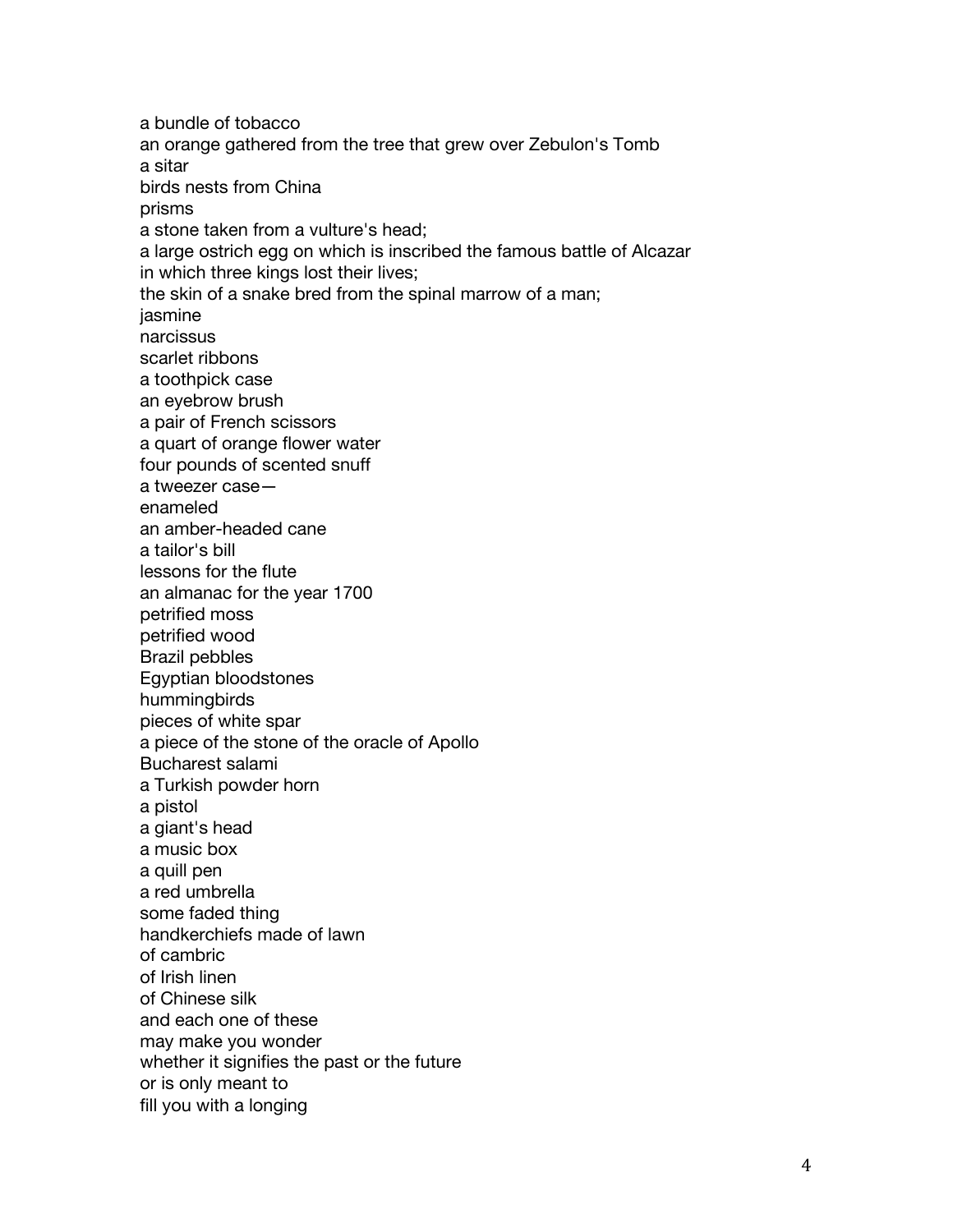a bundle of tobacco  
an orange gathered from the tree that grew over Zebulon's Tomb  
a sitar  
birds nests from China  
prisms  
a stone taken from a vulture's head;  
a large ostrich egg on which is inscribed the famous battle of Alcazar  
in which three kings lost their lives;  
the skin of a snake bred from the spinal marrow of a man;  
jasmine  
narcissus  
scarlet ribbons  
a toothpick case  
an eyebrow brush  
a pair of French scissors  
a quart of orange flower water  
four pounds of scented snuff  
a tweezer case—  
enameled  
an amber-headed cane  
a tailor's bill  
lessons for the flute  
an almanac for the year 1700  
petrified moss  
petrified wood  
Brazil pebbles  
Egyptian bloodstones  
hummingbirds  
pieces of white spar  
a piece of the stone of the oracle of Apollo  
Bucharest salami  
a Turkish powder horn  
a pistol  
a giant's head  
a music box  
a quill pen  
a red umbrella  
some faded thing  
handkerchiefs made of lawn  
of cambric  
of Irish linen  
of Chinese silk  
and each one of these  
may make you wonder  
whether it signifies the past or the future  
or is only meant to  
fill you with a longing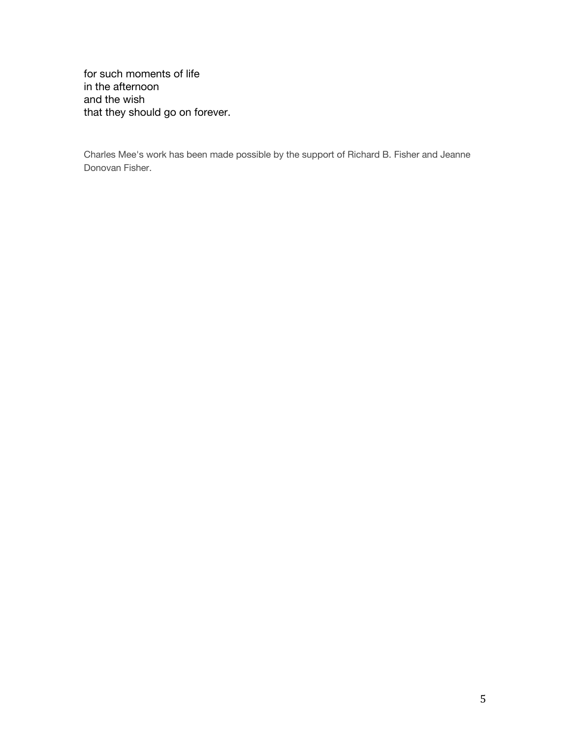for such moments of life
in the afternoon
and the wish
that they should go on forever.

Charles Mee's work has been made possible by the support of Richard B. Fisher and Jeanne Donovan Fisher.